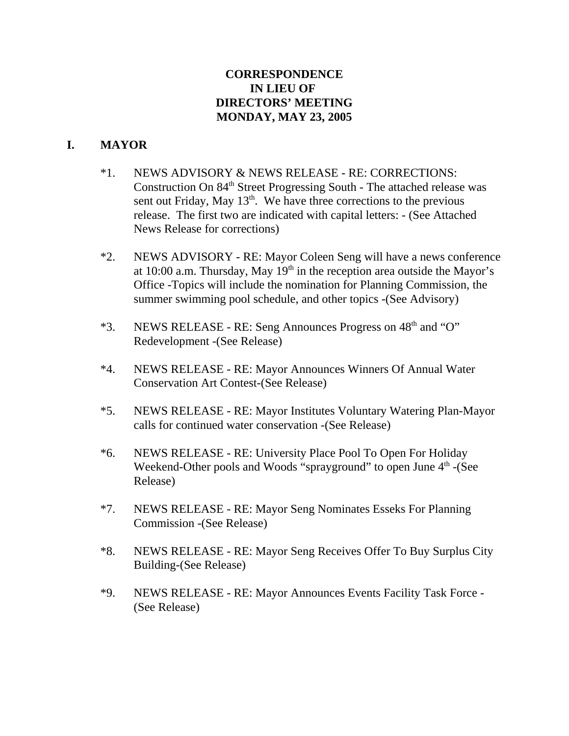**CORRESPONDENCE**
**IN LIEU OF**
**DIRECTORS' MEETING**
**MONDAY, MAY 23, 2005**

## I. MAYOR

*1. NEWS ADVISORY & NEWS RELEASE - RE: CORRECTIONS: Construction On 84th Street Progressing South - The attached release was sent out Friday, May 13th. We have three corrections to the previous release. The first two are indicated with capital letters: - (See Attached News Release for corrections)

*2. NEWS ADVISORY - RE: Mayor Coleen Seng will have a news conference at 10:00 a.m. Thursday, May 19th in the reception area outside the Mayor's Office -Topics will include the nomination for Planning Commission, the summer swimming pool schedule, and other topics -(See Advisory)

*3. NEWS RELEASE - RE: Seng Announces Progress on 48th and "O" Redevelopment -(See Release)

*4. NEWS RELEASE - RE: Mayor Announces Winners Of Annual Water Conservation Art Contest-(See Release)

*5. NEWS RELEASE - RE: Mayor Institutes Voluntary Watering Plan-Mayor calls for continued water conservation -(See Release)

*6. NEWS RELEASE - RE: University Place Pool To Open For Holiday Weekend-Other pools and Woods "sprayground" to open June 4th -(See Release)

*7. NEWS RELEASE - RE: Mayor Seng Nominates Esseks For Planning Commission -(See Release)

*8. NEWS RELEASE - RE: Mayor Seng Receives Offer To Buy Surplus City Building-(See Release)

*9. NEWS RELEASE - RE: Mayor Announces Events Facility Task Force - (See Release)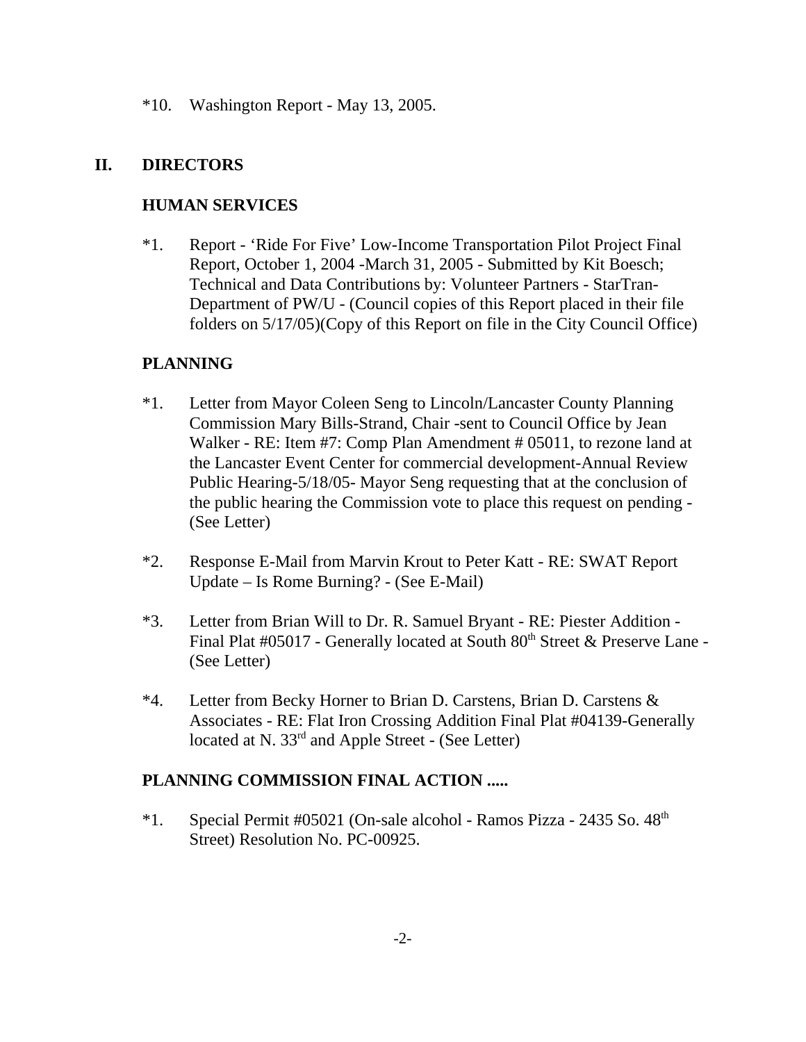*10. Washington Report - May 13, 2005.

## II. DIRECTORS

### HUMAN SERVICES

*1. Report - 'Ride For Five' Low-Income Transportation Pilot Project Final Report, October 1, 2004 -March 31, 2005 - Submitted by Kit Boesch; Technical and Data Contributions by: Volunteer Partners - StarTran-Department of PW/U - (Council copies of this Report placed in their file folders on 5/17/05)(Copy of this Report on file in the City Council Office)

### PLANNING

*1. Letter from Mayor Coleen Seng to Lincoln/Lancaster County Planning Commission Mary Bills-Strand, Chair -sent to Council Office by Jean Walker - RE: Item #7: Comp Plan Amendment # 05011, to rezone land at the Lancaster Event Center for commercial development-Annual Review Public Hearing-5/18/05- Mayor Seng requesting that at the conclusion of the public hearing the Commission vote to place this request on pending - (See Letter)

*2. Response E-Mail from Marvin Krout to Peter Katt - RE: SWAT Report Update – Is Rome Burning? - (See E-Mail)

*3. Letter from Brian Will to Dr. R. Samuel Bryant - RE: Piester Addition - Final Plat #05017 - Generally located at South 80th Street & Preserve Lane - (See Letter)

*4. Letter from Becky Horner to Brian D. Carstens, Brian D. Carstens & Associates - RE: Flat Iron Crossing Addition Final Plat #04139-Generally located at N. 33rd and Apple Street - (See Letter)

### PLANNING COMMISSION FINAL ACTION .....

*1. Special Permit #05021 (On-sale alcohol - Ramos Pizza - 2435 So. 48th Street) Resolution No. PC-00925.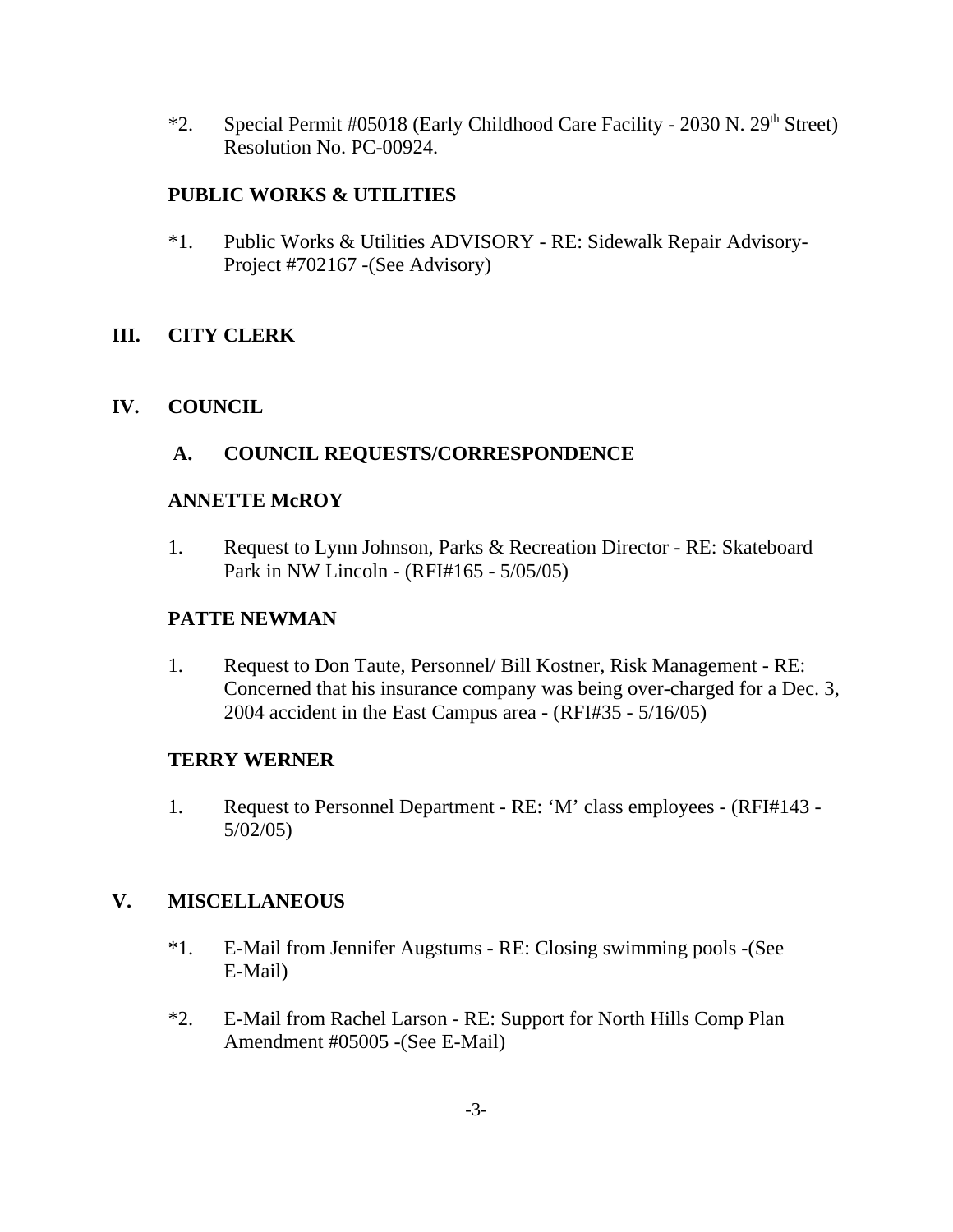*2. Special Permit #05018 (Early Childhood Care Facility - 2030 N. 29th Street) Resolution No. PC-00924.

**PUBLIC WORKS & UTILITIES**

*1. Public Works & Utilities ADVISORY - RE: Sidewalk Repair Advisory-Project #702167 -(See Advisory)

## III. CITY CLERK

## IV. COUNCIL

### A. COUNCIL REQUESTS/CORRESPONDENCE

**ANNETTE McROY**

1. Request to Lynn Johnson, Parks & Recreation Director - RE: Skateboard Park in NW Lincoln - (RFI#165 - 5/05/05)

**PATTE NEWMAN**

1. Request to Don Taute, Personnel/ Bill Kostner, Risk Management - RE: Concerned that his insurance company was being over-charged for a Dec. 3, 2004 accident in the East Campus area - (RFI#35 - 5/16/05)

**TERRY WERNER**

1. Request to Personnel Department - RE: 'M' class employees - (RFI#143 - 5/02/05)

## V. MISCELLANEOUS

*1. E-Mail from Jennifer Augstums - RE: Closing swimming pools -(See E-Mail)

*2. E-Mail from Rachel Larson - RE: Support for North Hills Comp Plan Amendment #05005 -(See E-Mail)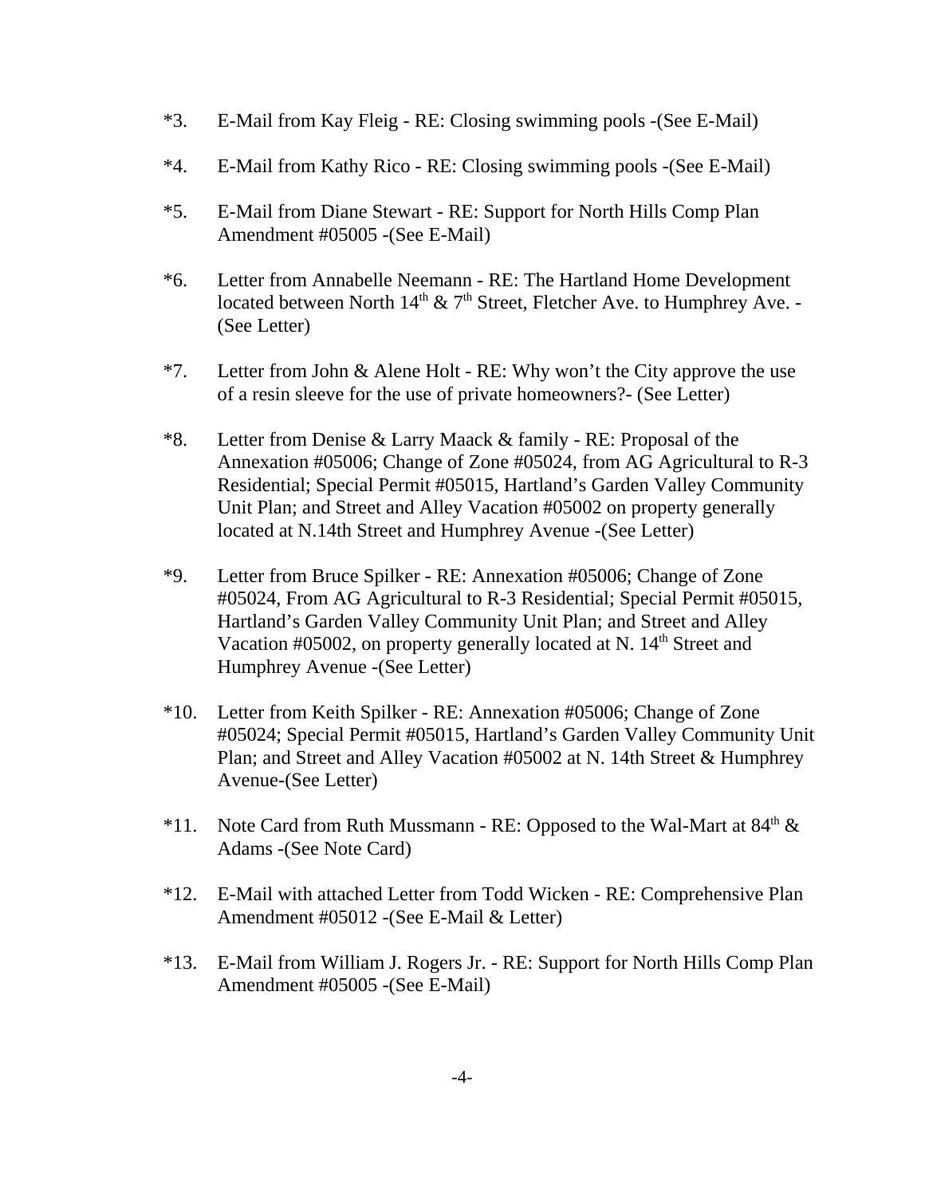*3. E-Mail from Kay Fleig - RE: Closing swimming pools -(See E-Mail)

*4. E-Mail from Kathy Rico - RE: Closing swimming pools -(See E-Mail)

*5. E-Mail from Diane Stewart - RE: Support for North Hills Comp Plan Amendment #05005 -(See E-Mail)

*6. Letter from Annabelle Neemann - RE: The Hartland Home Development located between North 14th & 7th Street, Fletcher Ave. to Humphrey Ave. -(See Letter)

*7. Letter from John & Alene Holt - RE: Why won't the City approve the use of a resin sleeve for the use of private homeowners?- (See Letter)

*8. Letter from Denise & Larry Maack & family - RE: Proposal of the Annexation #05006; Change of Zone #05024, from AG Agricultural to R-3 Residential; Special Permit #05015, Hartland's Garden Valley Community Unit Plan; and Street and Alley Vacation #05002 on property generally located at N.14th Street and Humphrey Avenue -(See Letter)

*9. Letter from Bruce Spilker - RE: Annexation #05006; Change of Zone #05024, From AG Agricultural to R-3 Residential; Special Permit #05015, Hartland's Garden Valley Community Unit Plan; and Street and Alley Vacation #05002, on property generally located at N. 14th Street and Humphrey Avenue -(See Letter)

*10. Letter from Keith Spilker - RE: Annexation #05006; Change of Zone #05024; Special Permit #05015, Hartland's Garden Valley Community Unit Plan; and Street and Alley Vacation #05002 at N. 14th Street & Humphrey Avenue-(See Letter)

*11. Note Card from Ruth Mussmann - RE: Opposed to the Wal-Mart at 84th & Adams -(See Note Card)

*12. E-Mail with attached Letter from Todd Wicken - RE: Comprehensive Plan Amendment #05012 -(See E-Mail & Letter)

*13. E-Mail from William J. Rogers Jr. - RE: Support for North Hills Comp Plan Amendment #05005 -(See E-Mail)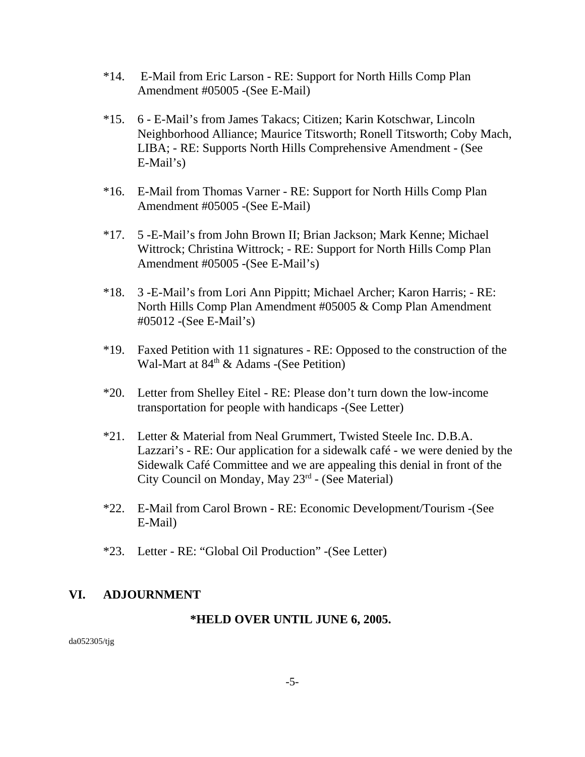*14. E-Mail from Eric Larson - RE: Support for North Hills Comp Plan Amendment #05005 -(See E-Mail)

*15. 6 - E-Mail's from James Takacs; Citizen; Karin Kotschwar, Lincoln Neighborhood Alliance; Maurice Titsworth; Ronell Titsworth; Coby Mach, LIBA; - RE: Supports North Hills Comprehensive Amendment - (See E-Mail's)

*16. E-Mail from Thomas Varner - RE: Support for North Hills Comp Plan Amendment #05005 -(See E-Mail)

*17. 5 -E-Mail's from John Brown II; Brian Jackson; Mark Kenne; Michael Wittrock; Christina Wittrock; - RE: Support for North Hills Comp Plan Amendment #05005 -(See E-Mail's)

*18. 3 -E-Mail's from Lori Ann Pippitt; Michael Archer; Karon Harris; - RE: North Hills Comp Plan Amendment #05005 & Comp Plan Amendment #05012 -(See E-Mail's)

*19. Faxed Petition with 11 signatures - RE: Opposed to the construction of the Wal-Mart at 84th & Adams -(See Petition)

*20. Letter from Shelley Eitel - RE: Please don't turn down the low-income transportation for people with handicaps -(See Letter)

*21. Letter & Material from Neal Grummert, Twisted Steele Inc. D.B.A. Lazzari's - RE: Our application for a sidewalk café - we were denied by the Sidewalk Café Committee and we are appealing this denial in front of the City Council on Monday, May 23rd - (See Material)

*22. E-Mail from Carol Brown - RE: Economic Development/Tourism -(See E-Mail)

*23. Letter - RE: "Global Oil Production" -(See Letter)

## VI. ADJOURNMENT

**\*HELD OVER UNTIL JUNE 6, 2005.**

da052305/tjg